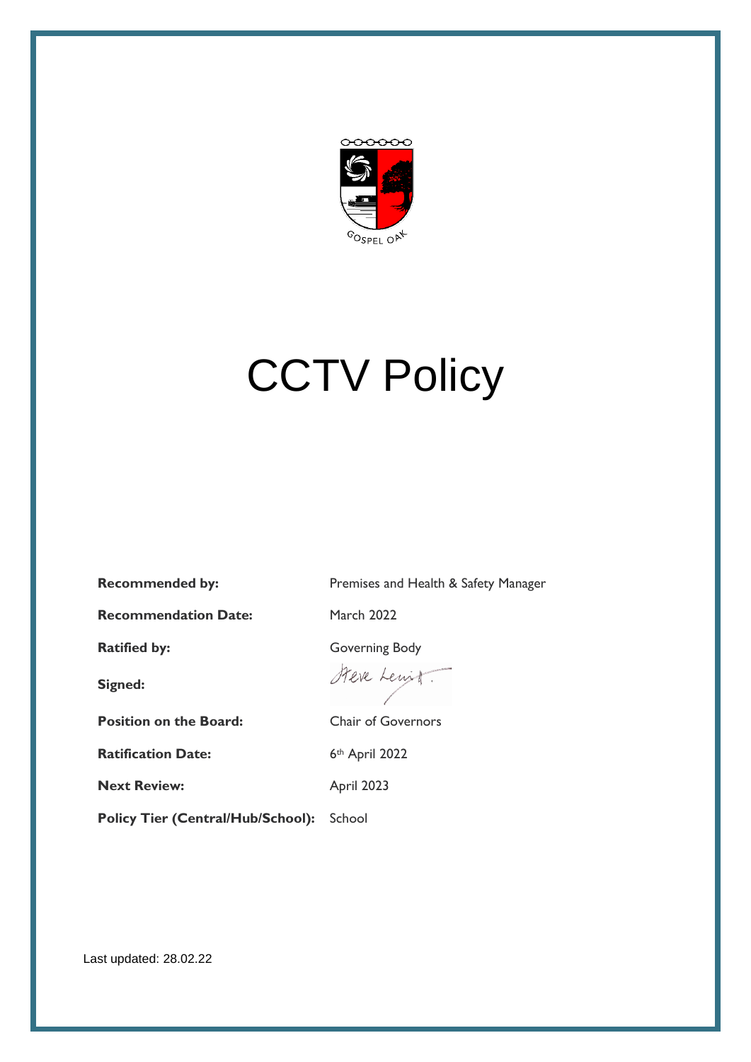GOSPEL OAK

# CCTV Policy

| | |
|---|---|
| **Recommended by:** | Premises and Health & Safety Manager |
| **Recommendation Date:** | March 2022 |
| **Ratified by:** | Governing Body |
| **Signed:** | Steve Lewis. |
| **Position on the Board:** | Chair of Governors |
| **Ratification Date:** | 6th April 2022 |
| **Next Review:** | April 2023 |
| **Policy Tier (Central/Hub/School):** | School |

Last updated: 28.02.22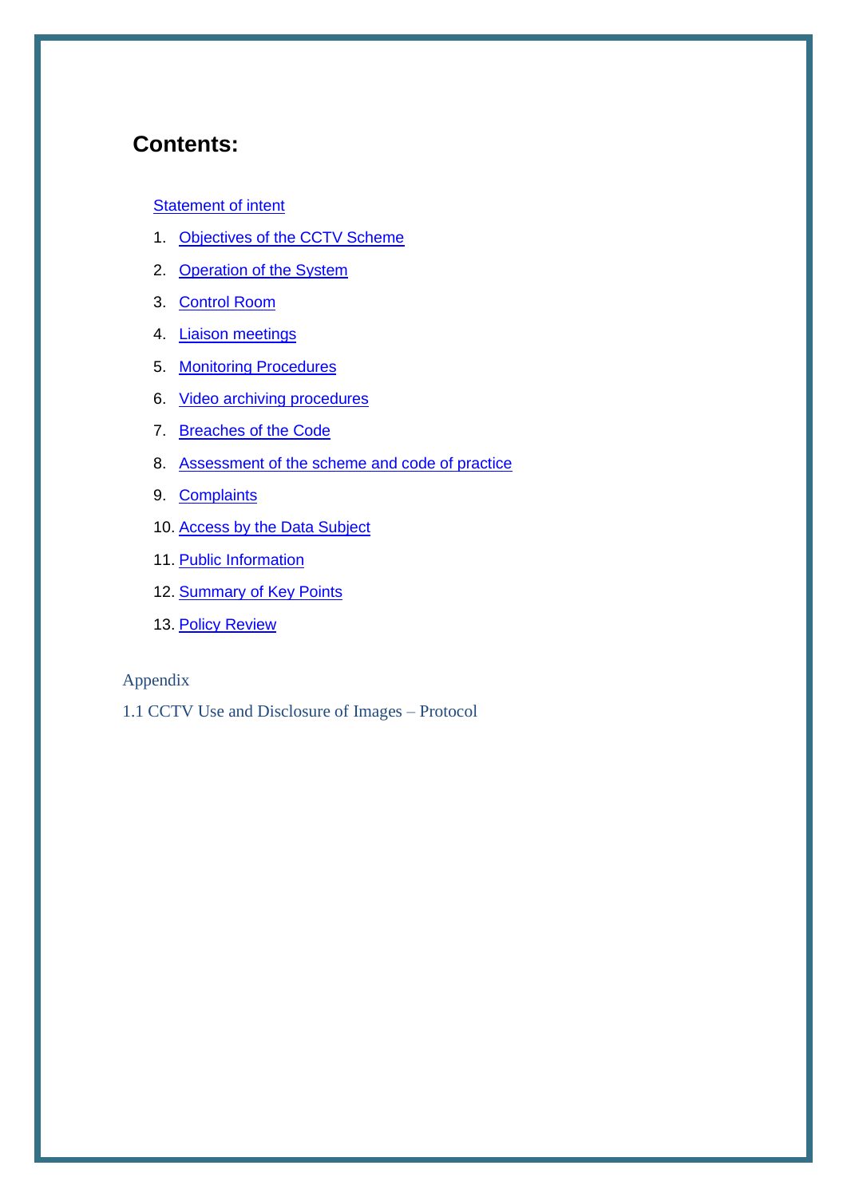# Contents:

Statement of intent

1. Objectives of the CCTV Scheme
2. Operation of the System
3. Control Room
4. Liaison meetings
5. Monitoring Procedures
6. Video archiving procedures
7. Breaches of the Code
8. Assessment of the scheme and code of practice
9. Complaints
10. Access by the Data Subject
11. Public Information
12. Summary of Key Points
13. Policy Review

Appendix

1.1 CCTV Use and Disclosure of Images – Protocol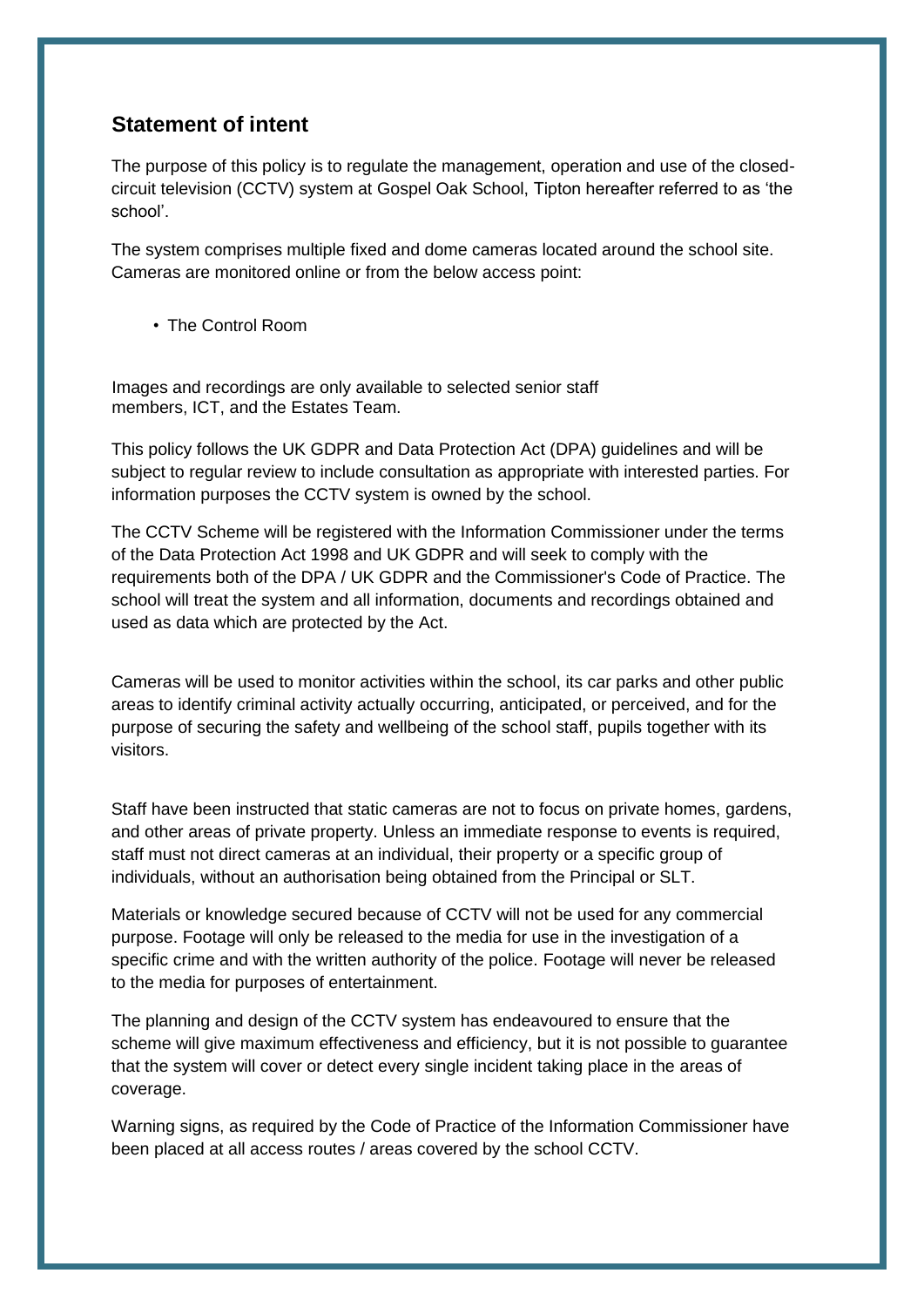## Statement of intent

The purpose of this policy is to regulate the management, operation and use of the closed-circuit television (CCTV) system at Gospel Oak School, Tipton hereafter referred to as 'the school'.

The system comprises multiple fixed and dome cameras located around the school site. Cameras are monitored online or from the below access point:

- The Control Room

Images and recordings are only available to selected senior staff members, ICT, and the Estates Team.

This policy follows the UK GDPR and Data Protection Act (DPA) guidelines and will be subject to regular review to include consultation as appropriate with interested parties. For information purposes the CCTV system is owned by the school.

The CCTV Scheme will be registered with the Information Commissioner under the terms of the Data Protection Act 1998 and UK GDPR and will seek to comply with the requirements both of the DPA / UK GDPR and the Commissioner's Code of Practice. The school will treat the system and all information, documents and recordings obtained and used as data which are protected by the Act.

Cameras will be used to monitor activities within the school, its car parks and other public areas to identify criminal activity actually occurring, anticipated, or perceived, and for the purpose of securing the safety and wellbeing of the school staff, pupils together with its visitors.

Staff have been instructed that static cameras are not to focus on private homes, gardens, and other areas of private property. Unless an immediate response to events is required, staff must not direct cameras at an individual, their property or a specific group of individuals, without an authorisation being obtained from the Principal or SLT.

Materials or knowledge secured because of CCTV will not be used for any commercial purpose. Footage will only be released to the media for use in the investigation of a specific crime and with the written authority of the police. Footage will never be released to the media for purposes of entertainment.

The planning and design of the CCTV system has endeavoured to ensure that the scheme will give maximum effectiveness and efficiency, but it is not possible to guarantee that the system will cover or detect every single incident taking place in the areas of coverage.

Warning signs, as required by the Code of Practice of the Information Commissioner have been placed at all access routes / areas covered by the school CCTV.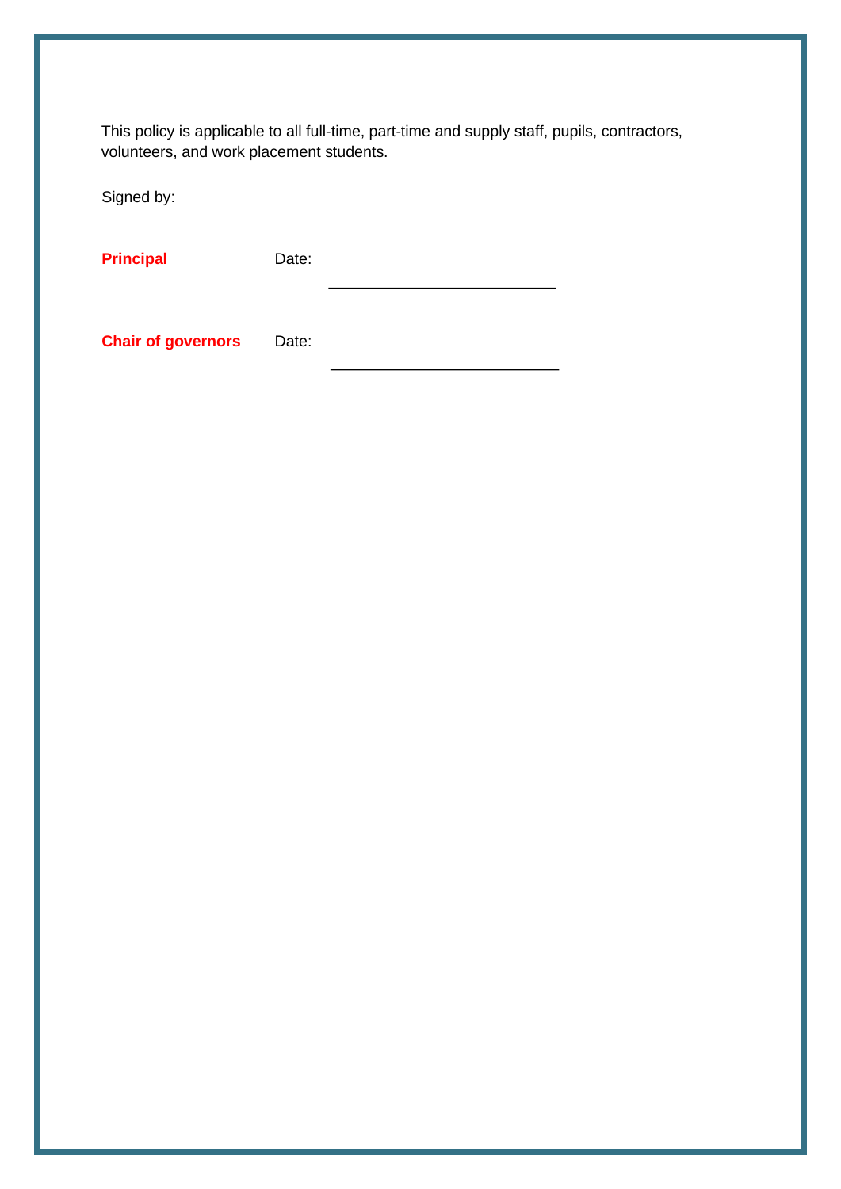This policy is applicable to all full-time, part-time and supply staff, pupils, contractors, volunteers, and work placement students.

Signed by:

| | | |
|---|---|---|
| **Principal** | Date: | ____________________________ |
| **Chair of governors** | Date: | ____________________________ |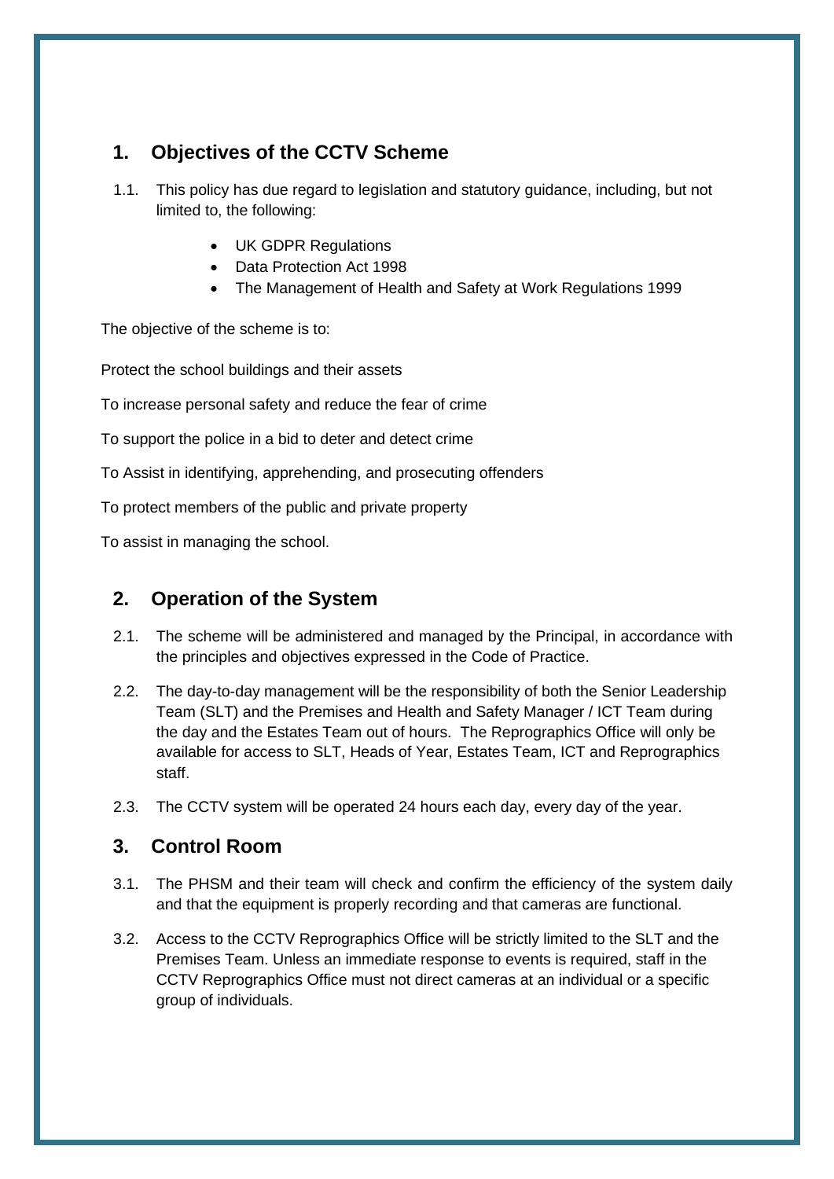## 1. Objectives of the CCTV Scheme

1.1. This policy has due regard to legislation and statutory guidance, including, but not limited to, the following:

- UK GDPR Regulations
- Data Protection Act 1998
- The Management of Health and Safety at Work Regulations 1999

The objective of the scheme is to:

Protect the school buildings and their assets

To increase personal safety and reduce the fear of crime

To support the police in a bid to deter and detect crime

To Assist in identifying, apprehending, and prosecuting offenders

To protect members of the public and private property

To assist in managing the school.

## 2. Operation of the System

2.1. The scheme will be administered and managed by the Principal, in accordance with the principles and objectives expressed in the Code of Practice.

2.2. The day-to-day management will be the responsibility of both the Senior Leadership Team (SLT) and the Premises and Health and Safety Manager / ICT Team during the day and the Estates Team out of hours. The Reprographics Office will only be available for access to SLT, Heads of Year, Estates Team, ICT and Reprographics staff.

2.3. The CCTV system will be operated 24 hours each day, every day of the year.

## 3. Control Room

3.1. The PHSM and their team will check and confirm the efficiency of the system daily and that the equipment is properly recording and that cameras are functional.

3.2. Access to the CCTV Reprographics Office will be strictly limited to the SLT and the Premises Team. Unless an immediate response to events is required, staff in the CCTV Reprographics Office must not direct cameras at an individual or a specific group of individuals.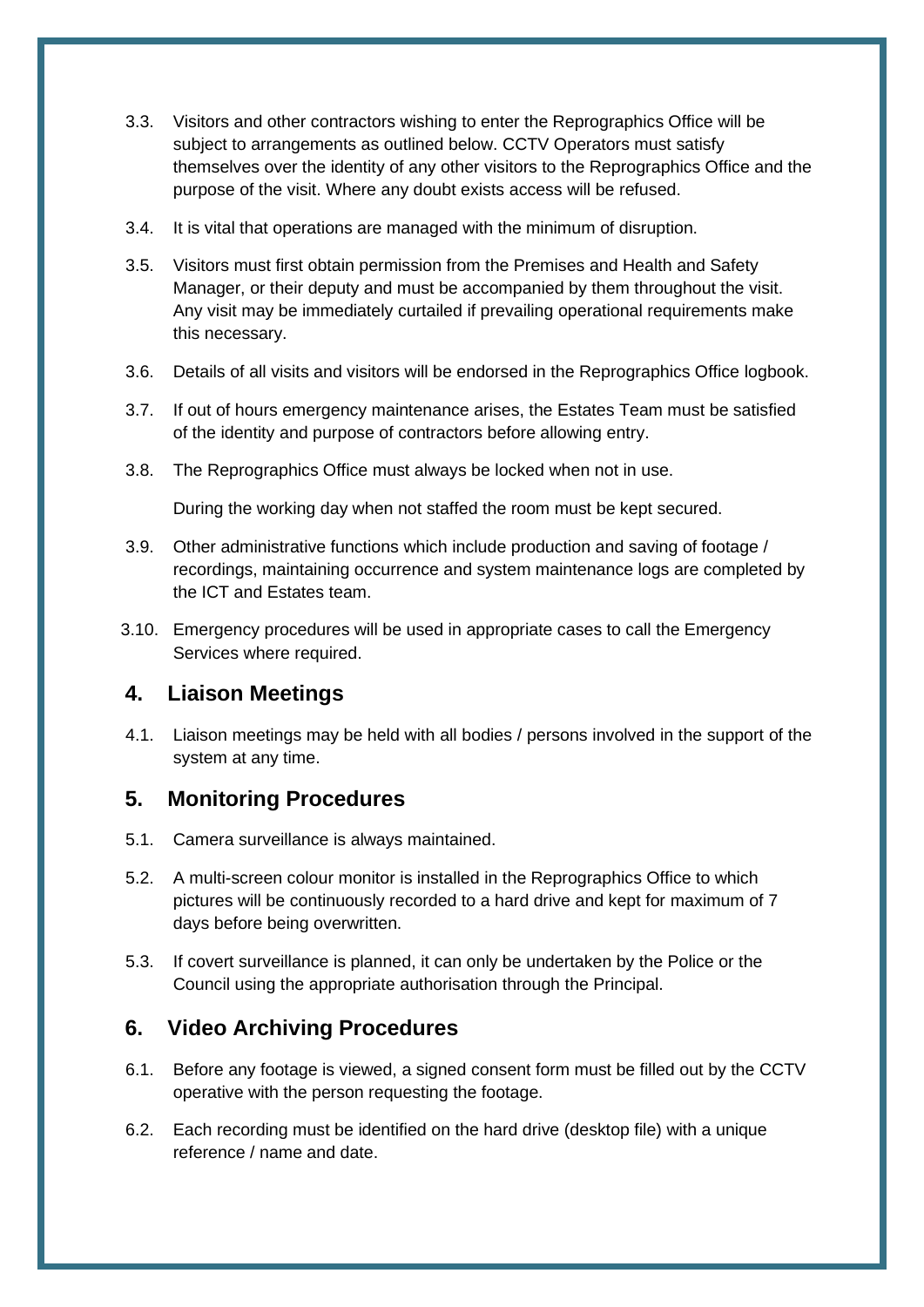3.3. Visitors and other contractors wishing to enter the Reprographics Office will be subject to arrangements as outlined below. CCTV Operators must satisfy themselves over the identity of any other visitors to the Reprographics Office and the purpose of the visit. Where any doubt exists access will be refused.

3.4. It is vital that operations are managed with the minimum of disruption.

3.5. Visitors must first obtain permission from the Premises and Health and Safety Manager, or their deputy and must be accompanied by them throughout the visit. Any visit may be immediately curtailed if prevailing operational requirements make this necessary.

3.6. Details of all visits and visitors will be endorsed in the Reprographics Office logbook.

3.7. If out of hours emergency maintenance arises, the Estates Team must be satisfied of the identity and purpose of contractors before allowing entry.

3.8. The Reprographics Office must always be locked when not in use.

During the working day when not staffed the room must be kept secured.

3.9. Other administrative functions which include production and saving of footage / recordings, maintaining occurrence and system maintenance logs are completed by the ICT and Estates team.

3.10. Emergency procedures will be used in appropriate cases to call the Emergency Services where required.

## 4. Liaison Meetings

4.1. Liaison meetings may be held with all bodies / persons involved in the support of the system at any time.

## 5. Monitoring Procedures

5.1. Camera surveillance is always maintained.

5.2. A multi-screen colour monitor is installed in the Reprographics Office to which pictures will be continuously recorded to a hard drive and kept for maximum of 7 days before being overwritten.

5.3. If covert surveillance is planned, it can only be undertaken by the Police or the Council using the appropriate authorisation through the Principal.

## 6. Video Archiving Procedures

6.1. Before any footage is viewed, a signed consent form must be filled out by the CCTV operative with the person requesting the footage.

6.2. Each recording must be identified on the hard drive (desktop file) with a unique reference / name and date.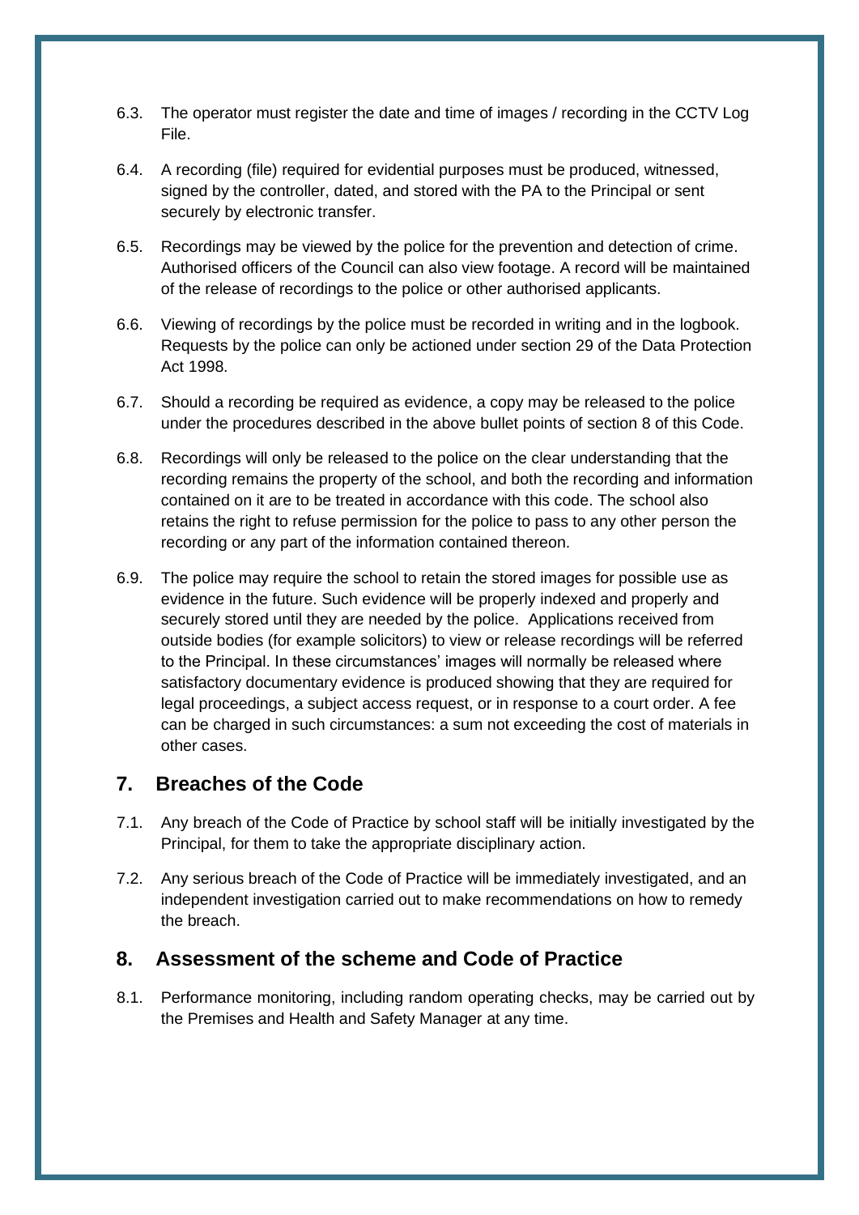6.3. The operator must register the date and time of images / recording in the CCTV Log File.

6.4. A recording (file) required for evidential purposes must be produced, witnessed, signed by the controller, dated, and stored with the PA to the Principal or sent securely by electronic transfer.

6.5. Recordings may be viewed by the police for the prevention and detection of crime. Authorised officers of the Council can also view footage. A record will be maintained of the release of recordings to the police or other authorised applicants.

6.6. Viewing of recordings by the police must be recorded in writing and in the logbook. Requests by the police can only be actioned under section 29 of the Data Protection Act 1998.

6.7. Should a recording be required as evidence, a copy may be released to the police under the procedures described in the above bullet points of section 8 of this Code.

6.8. Recordings will only be released to the police on the clear understanding that the recording remains the property of the school, and both the recording and information contained on it are to be treated in accordance with this code. The school also retains the right to refuse permission for the police to pass to any other person the recording or any part of the information contained thereon.

6.9. The police may require the school to retain the stored images for possible use as evidence in the future. Such evidence will be properly indexed and properly and securely stored until they are needed by the police. Applications received from outside bodies (for example solicitors) to view or release recordings will be referred to the Principal. In these circumstances' images will normally be released where satisfactory documentary evidence is produced showing that they are required for legal proceedings, a subject access request, or in response to a court order. A fee can be charged in such circumstances: a sum not exceeding the cost of materials in other cases.

## 7. Breaches of the Code

7.1. Any breach of the Code of Practice by school staff will be initially investigated by the Principal, for them to take the appropriate disciplinary action.

7.2. Any serious breach of the Code of Practice will be immediately investigated, and an independent investigation carried out to make recommendations on how to remedy the breach.

## 8. Assessment of the scheme and Code of Practice

8.1. Performance monitoring, including random operating checks, may be carried out by the Premises and Health and Safety Manager at any time.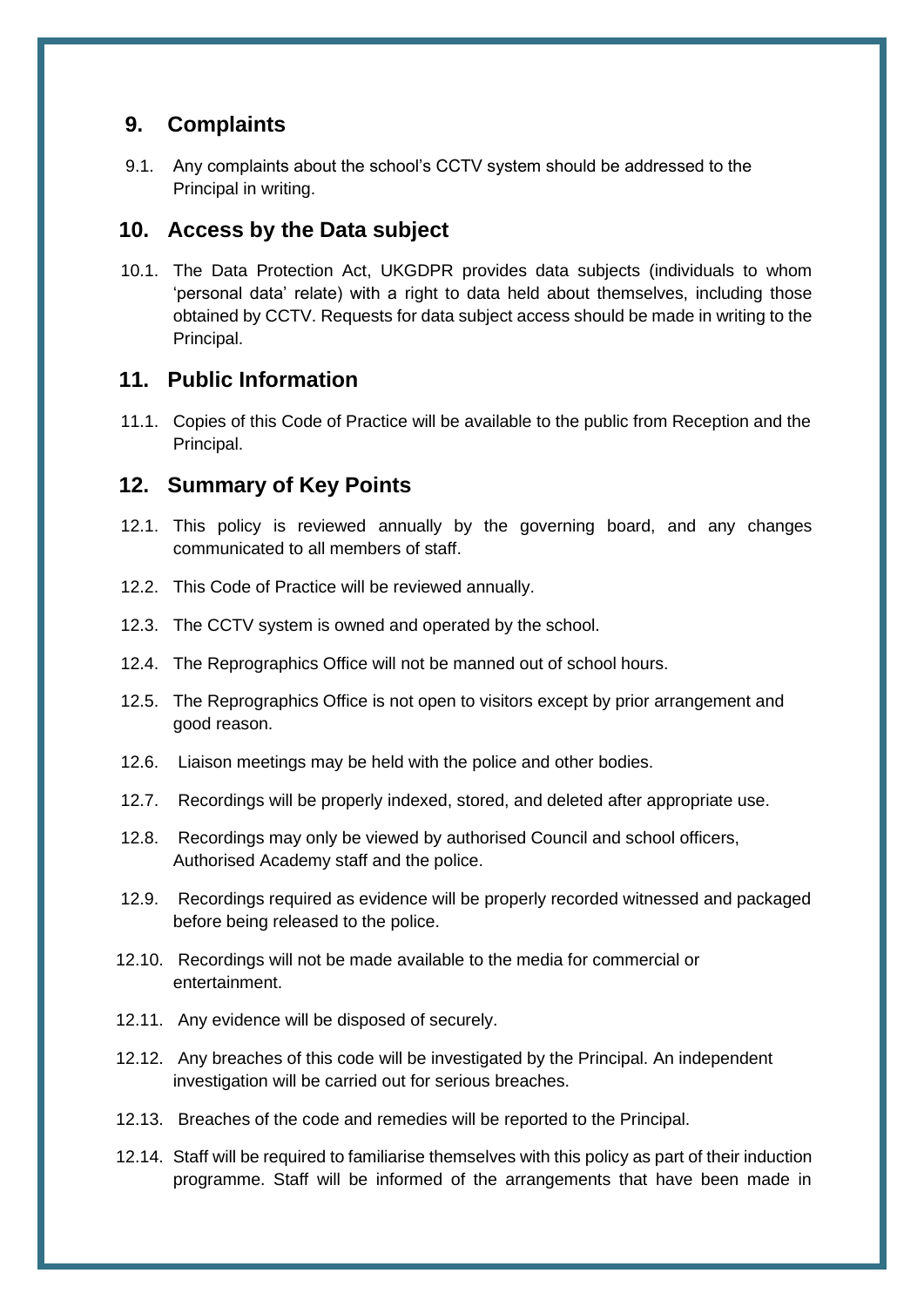## 9. Complaints

9.1. Any complaints about the school's CCTV system should be addressed to the Principal in writing.

## 10. Access by the Data subject

10.1. The Data Protection Act, UKGDPR provides data subjects (individuals to whom 'personal data' relate) with a right to data held about themselves, including those obtained by CCTV. Requests for data subject access should be made in writing to the Principal.

## 11. Public Information

11.1. Copies of this Code of Practice will be available to the public from Reception and the Principal.

## 12. Summary of Key Points

12.1. This policy is reviewed annually by the governing board, and any changes communicated to all members of staff.

12.2. This Code of Practice will be reviewed annually.

12.3. The CCTV system is owned and operated by the school.

12.4. The Reprographics Office will not be manned out of school hours.

12.5. The Reprographics Office is not open to visitors except by prior arrangement and good reason.

12.6. Liaison meetings may be held with the police and other bodies.

12.7. Recordings will be properly indexed, stored, and deleted after appropriate use.

12.8. Recordings may only be viewed by authorised Council and school officers, Authorised Academy staff and the police.

12.9. Recordings required as evidence will be properly recorded witnessed and packaged before being released to the police.

12.10. Recordings will not be made available to the media for commercial or entertainment.

12.11. Any evidence will be disposed of securely.

12.12. Any breaches of this code will be investigated by the Principal. An independent investigation will be carried out for serious breaches.

12.13. Breaches of the code and remedies will be reported to the Principal.

12.14. Staff will be required to familiarise themselves with this policy as part of their induction programme. Staff will be informed of the arrangements that have been made in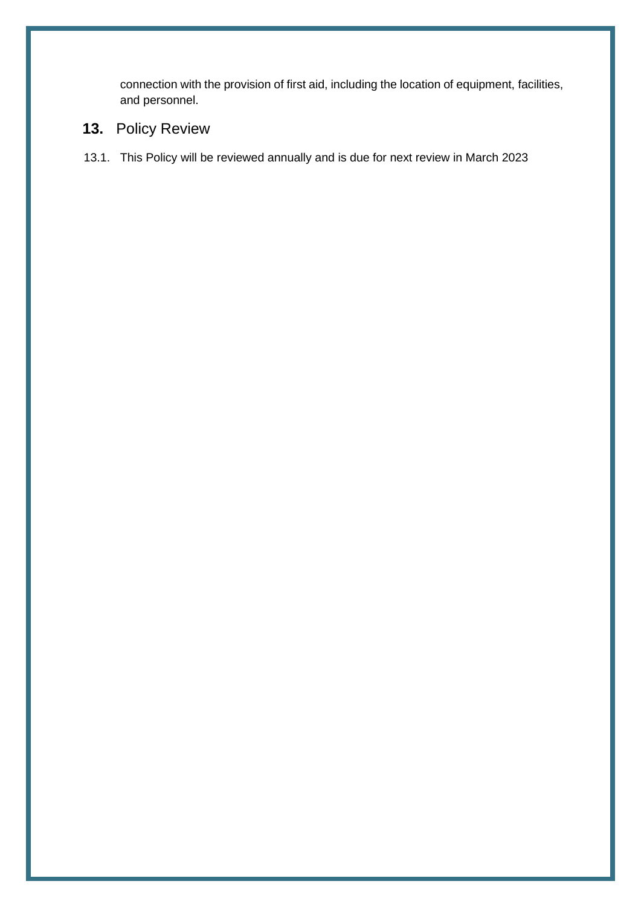connection with the provision of first aid, including the location of equipment, facilities, and personnel.

## 13. Policy Review

13.1. This Policy will be reviewed annually and is due for next review in March 2023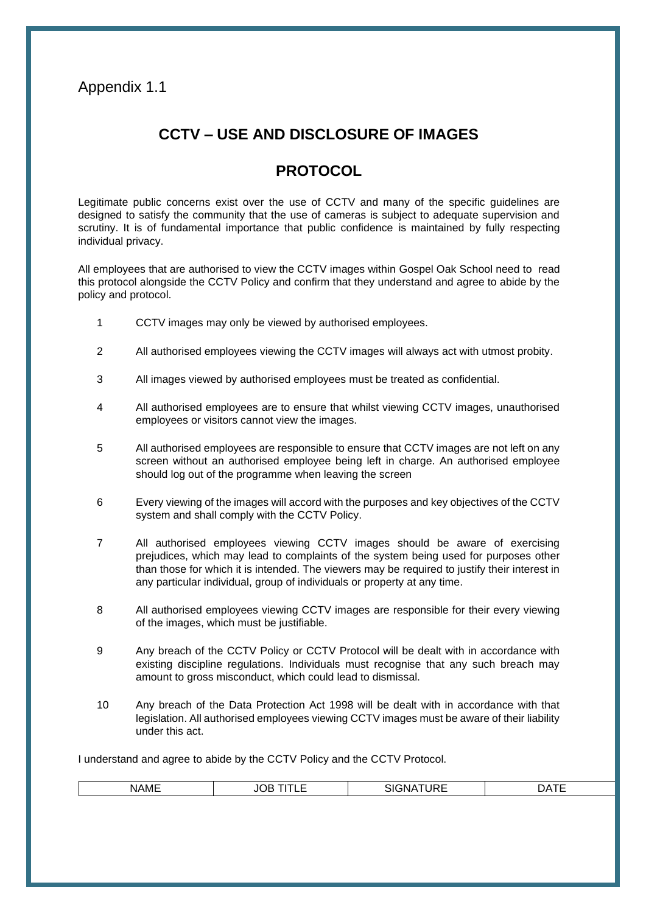Appendix 1.1

## CCTV – USE AND DISCLOSURE OF IMAGES

## PROTOCOL

Legitimate public concerns exist over the use of CCTV and many of the specific guidelines are designed to satisfy the community that the use of cameras is subject to adequate supervision and scrutiny. It is of fundamental importance that public confidence is maintained by fully respecting individual privacy.

All employees that are authorised to view the CCTV images within Gospel Oak School need to read this protocol alongside the CCTV Policy and confirm that they understand and agree to abide by the policy and protocol.

1. CCTV images may only be viewed by authorised employees.
2. All authorised employees viewing the CCTV images will always act with utmost probity.
3. All images viewed by authorised employees must be treated as confidential.
4. All authorised employees are to ensure that whilst viewing CCTV images, unauthorised employees or visitors cannot view the images.
5. All authorised employees are responsible to ensure that CCTV images are not left on any screen without an authorised employee being left in charge. An authorised employee should log out of the programme when leaving the screen
6. Every viewing of the images will accord with the purposes and key objectives of the CCTV system and shall comply with the CCTV Policy.
7. All authorised employees viewing CCTV images should be aware of exercising prejudices, which may lead to complaints of the system being used for purposes other than those for which it is intended. The viewers may be required to justify their interest in any particular individual, group of individuals or property at any time.
8. All authorised employees viewing CCTV images are responsible for their every viewing of the images, which must be justifiable.
9. Any breach of the CCTV Policy or CCTV Protocol will be dealt with in accordance with existing discipline regulations. Individuals must recognise that any such breach may amount to gross misconduct, which could lead to dismissal.
10. Any breach of the Data Protection Act 1998 will be dealt with in accordance with that legislation. All authorised employees viewing CCTV images must be aware of their liability under this act.

I understand and agree to abide by the CCTV Policy and the CCTV Protocol.

| NAME | JOB TITLE | SIGNATURE | DATE |
|---|---|---|---|